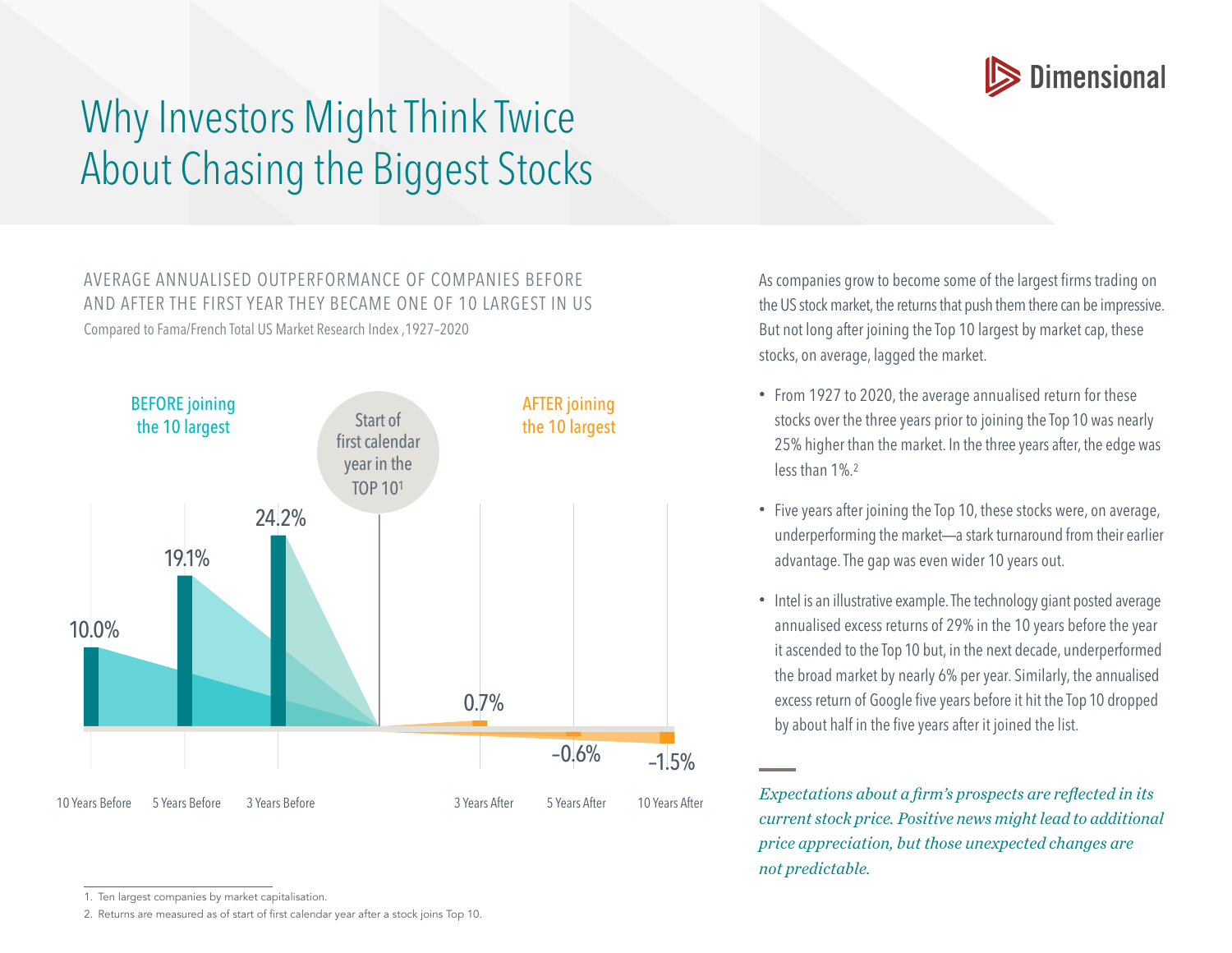Dimensional

# Why Investors Might Think Twice About Chasing the Biggest Stocks

## AVERAGE ANNUALISED OUTPERFORMANCE OF COMPANIES BEFORE AND AFTER THE FIRST YEAR THEY BECAME ONE OF 10 LARGEST IN US

Compared to Fama/French Total US Market Research Index ,1927–2020

BEFORE joining the 10 largest

Start of first calendar year in the TOP 10[1]

AFTER joining the 10 largest

| 10 Years Before | 5 Years Before | 3 Years Before | 3 Years After | 5 Years After | 10 Years After |
|---|---|---|---|---|---|
| 10.0% | 19.1% | 24.2% | 0.7% | –0.6% | –1.5% |

As companies grow to become some of the largest firms trading on the US stock market, the returns that push them there can be impressive. But not long after joining the Top 10 largest by market cap, these stocks, on average, lagged the market.

- From 1927 to 2020, the average annualised return for these stocks over the three years prior to joining the Top 10 was nearly 25% higher than the market. In the three years after, the edge was less than 1%.[2]
- Five years after joining the Top 10, these stocks were, on average, underperforming the market—a stark turnaround from their earlier advantage. The gap was even wider 10 years out.
- Intel is an illustrative example. The technology giant posted average annualised excess returns of 29% in the 10 years before the year it ascended to the Top 10 but, in the next decade, underperformed the broad market by nearly 6% per year. Similarly, the annualised excess return of Google five years before it hit the Top 10 dropped by about half in the five years after it joined the list.

*Expectations about a firm's prospects are reflected in its current stock price. Positive news might lead to additional price appreciation, but those unexpected changes are not predictable.*

1. Ten largest companies by market capitalisation.
2. Returns are measured as of start of first calendar year after a stock joins Top 10.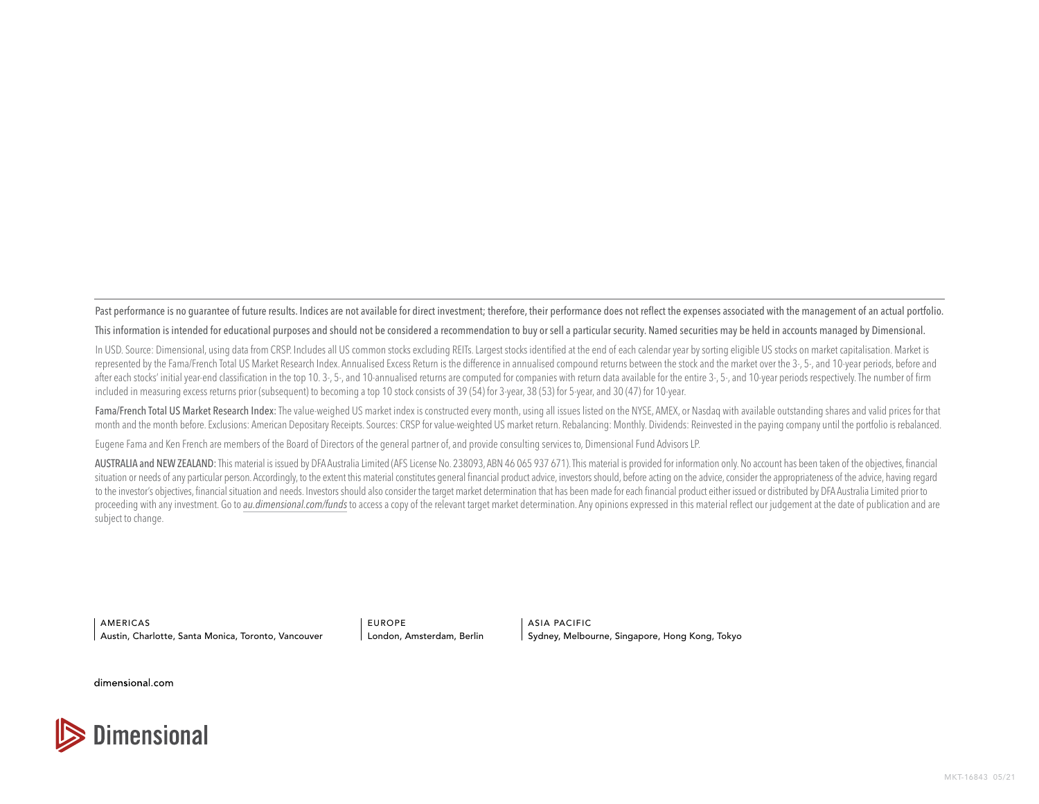Past performance is no guarantee of future results. Indices are not available for direct investment; therefore, their performance does not reflect the expenses associated with the management of an actual portfolio.

This information is intended for educational purposes and should not be considered a recommendation to buy or sell a particular security. Named securities may be held in accounts managed by Dimensional.

In USD. Source: Dimensional, using data from CRSP. Includes all US common stocks excluding REITs. Largest stocks identified at the end of each calendar year by sorting eligible US stocks on market capitalisation. Market is represented by the Fama/French Total US Market Research Index. Annualised Excess Return is the difference in annualised compound returns between the stock and the market over the 3-, 5-, and 10-year periods, before and after each stocks' initial year-end classification in the top 10. 3-, 5-, and 10-annualised returns are computed for companies with return data available for the entire 3-, 5-, and 10-year periods respectively. The number of firm included in measuring excess returns prior (subsequent) to becoming a top 10 stock consists of 39 (54) for 3-year, 38 (53) for 5-year, and 30 (47) for 10-year.

Fama/French Total US Market Research Index: The value-weighed US market index is constructed every month, using all issues listed on the NYSE, AMEX, or Nasdaq with available outstanding shares and valid prices for that month and the month before. Exclusions: American Depositary Receipts. Sources: CRSP for value-weighted US market return. Rebalancing: Monthly. Dividends: Reinvested in the paying company until the portfolio is rebalanced.

Eugene Fama and Ken French are members of the Board of Directors of the general partner of, and provide consulting services to, Dimensional Fund Advisors LP.

AUSTRALIA and NEW ZEALAND: This material is issued by DFA Australia Limited (AFS License No. 238093, ABN 46 065 937 671). This material is provided for information only. No account has been taken of the objectives, financial situation or needs of any particular person. Accordingly, to the extent this material constitutes general financial product advice, investors should, before acting on the advice, consider the appropriateness of the advice, having regard to the investor's objectives, financial situation and needs. Investors should also consider the target market determination that has been made for each financial product either issued or distributed by DFA Australia Limited prior to proceeding with any investment. Go to *au.dimensional.com/funds* to access a copy of the relevant target market determination. Any opinions expressed in this material reflect our judgement at the date of publication and are subject to change.

AMERICAS
Austin, Charlotte, Santa Monica, Toronto, Vancouver

EUROPE
London, Amsterdam, Berlin

ASIA PACIFIC
Sydney, Melbourne, Singapore, Hong Kong, Tokyo

dimensional.com

Dimensional

MKT-16843 05/21